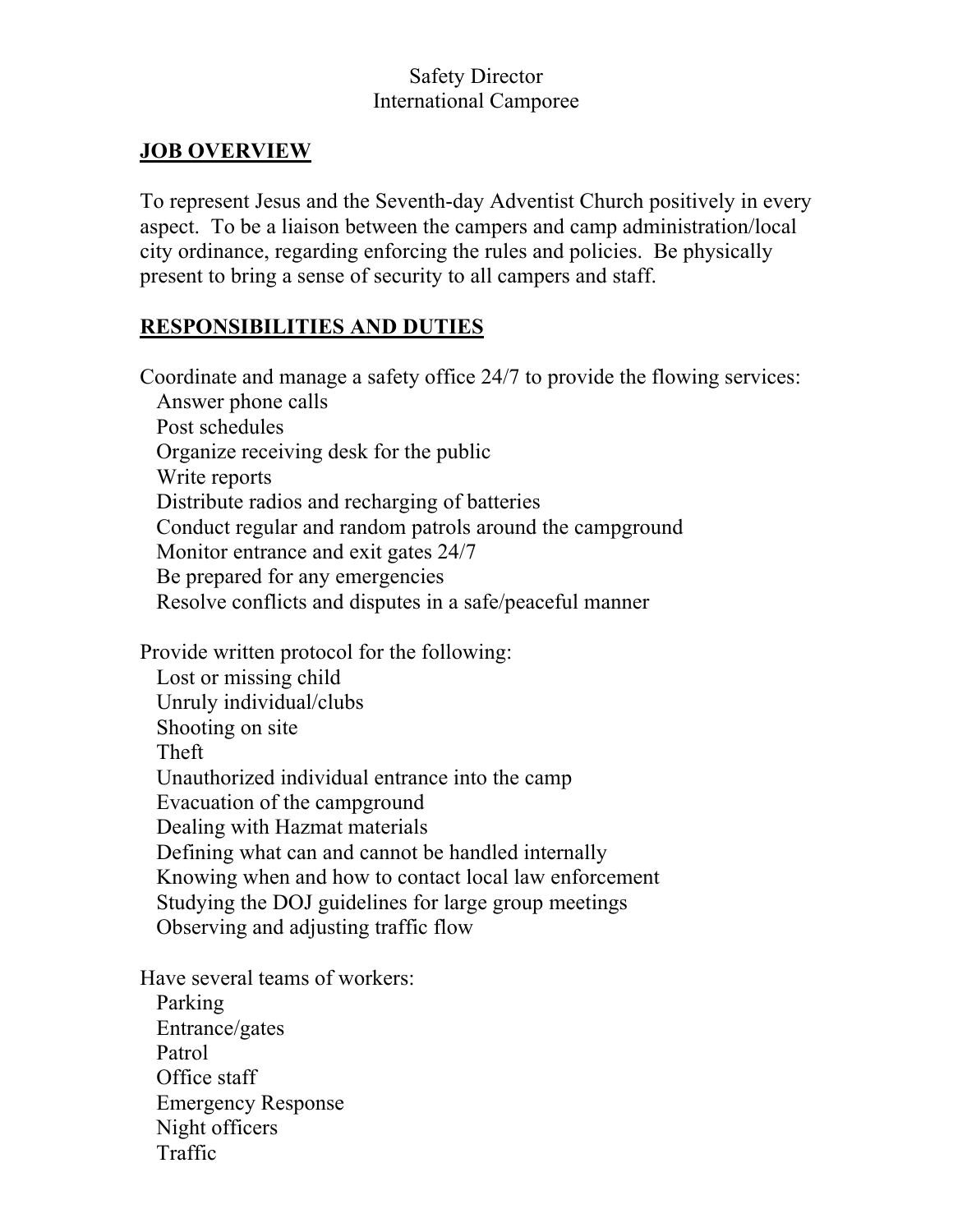# Safety Director
# International Camporee

## JOB OVERVIEW

To represent Jesus and the Seventh-day Adventist Church positively in every aspect. To be a liaison between the campers and camp administration/local city ordinance, regarding enforcing the rules and policies. Be physically present to bring a sense of security to all campers and staff.

## RESPONSIBILITIES AND DUTIES

Coordinate and manage a safety office 24/7 to provide the flowing services:

- Answer phone calls
- Post schedules
- Organize receiving desk for the public
- Write reports
- Distribute radios and recharging of batteries
- Conduct regular and random patrols around the campground
- Monitor entrance and exit gates 24/7
- Be prepared for any emergencies
- Resolve conflicts and disputes in a safe/peaceful manner

Provide written protocol for the following:

- Lost or missing child
- Unruly individual/clubs
- Shooting on site
- Theft
- Unauthorized individual entrance into the camp
- Evacuation of the campground
- Dealing with Hazmat materials
- Defining what can and cannot be handled internally
- Knowing when and how to contact local law enforcement
- Studying the DOJ guidelines for large group meetings
- Observing and adjusting traffic flow

Have several teams of workers:

- Parking
- Entrance/gates
- Patrol
- Office staff
- Emergency Response
- Night officers
- Traffic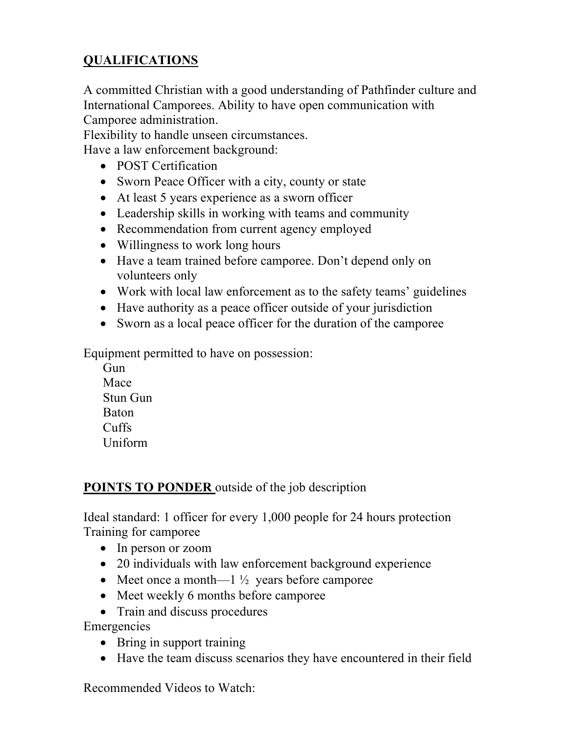## QUALIFICATIONS

A committed Christian with a good understanding of Pathfinder culture and International Camporees. Ability to have open communication with Camporee administration.

Flexibility to handle unseen circumstances.

Have a law enforcement background:

- POST Certification
- Sworn Peace Officer with a city, county or state
- At least 5 years experience as a sworn officer
- Leadership skills in working with teams and community
- Recommendation from current agency employed
- Willingness to work long hours
- Have a team trained before camporee. Don't depend only on volunteers only
- Work with local law enforcement as to the safety teams' guidelines
- Have authority as a peace officer outside of your jurisdiction
- Sworn as a local peace officer for the duration of the camporee

Equipment permitted to have on possession:

Gun
Mace
Stun Gun
Baton
Cuffs
Uniform

**POINTS TO PONDER** outside of the job description

Ideal standard: 1 officer for every 1,000 people for 24 hours protection

Training for camporee

- In person or zoom
- 20 individuals with law enforcement background experience
- Meet once a month—1 ½ years before camporee
- Meet weekly 6 months before camporee
- Train and discuss procedures

Emergencies

- Bring in support training
- Have the team discuss scenarios they have encountered in their field

Recommended Videos to Watch: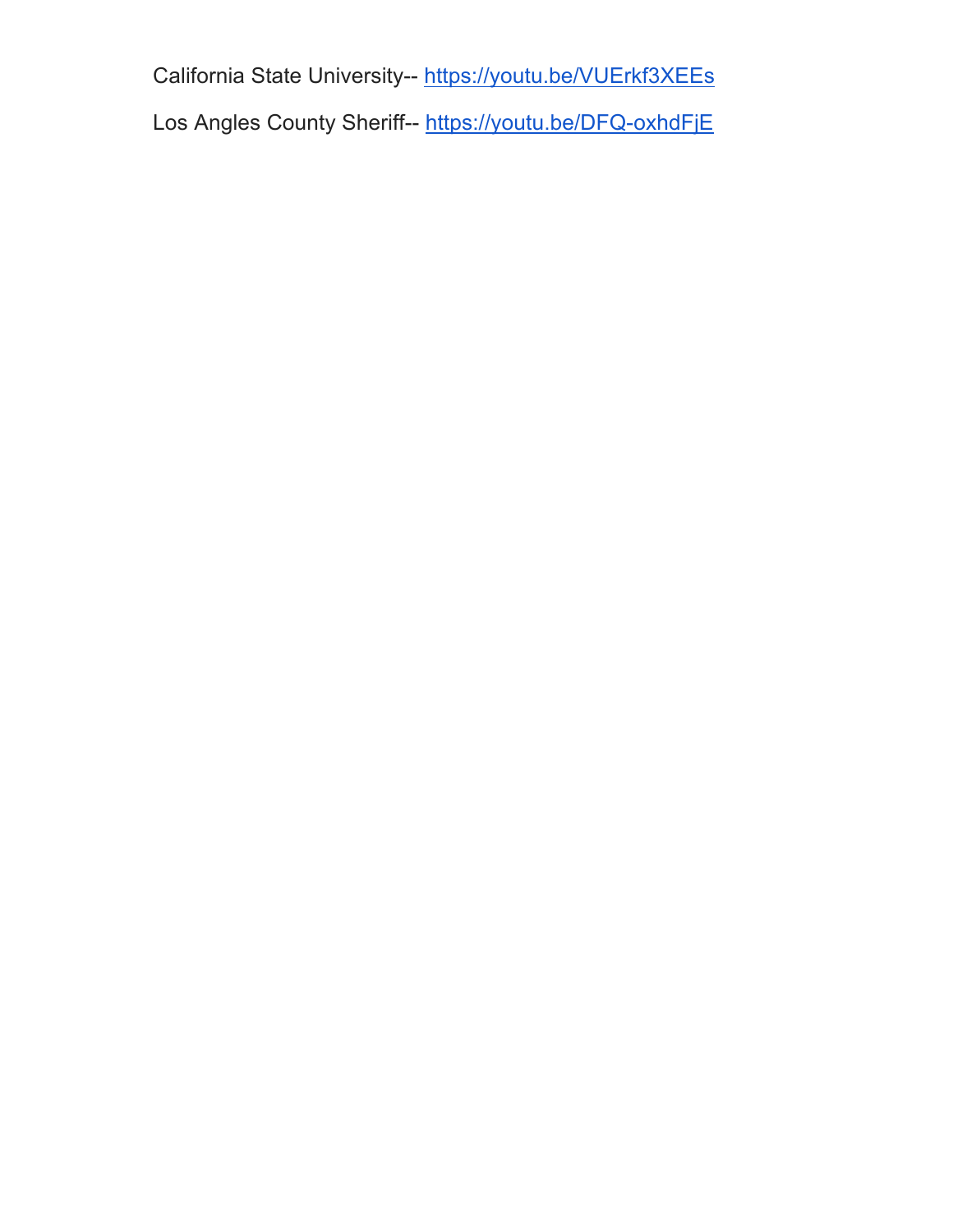California State University-- https://youtu.be/VUErkf3XEEs

Los Angles County Sheriff-- https://youtu.be/DFQ-oxhdFjE